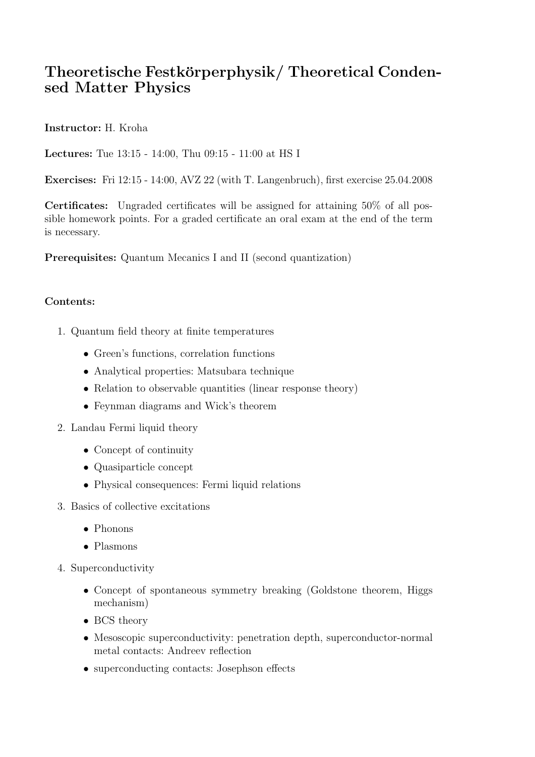# Theoretische Festkörperphysik/ Theoretical Condensed Matter Physics

**Instructor:** H. Kroha

**Lectures:** Tue 13:15 - 14:00, Thu 09:15 - 11:00 at HS I

**Exercises:** Fri 12:15 - 14:00, AVZ 22 (with T. Langenbruch), first exercise 25.04.2008

**Certificates:** Ungraded certificates will be assigned for attaining 50% of all possible homework points. For a graded certificate an oral exam at the end of the term is necessary.

**Prerequisites:** Quantum Mecanics I and II (second quantization)

**Contents:**

1. Quantum field theory at finite temperatures
   - Green's functions, correlation functions
   - Analytical properties: Matsubara technique
   - Relation to observable quantities (linear response theory)
   - Feynman diagrams and Wick's theorem
2. Landau Fermi liquid theory
   - Concept of continuity
   - Quasiparticle concept
   - Physical consequences: Fermi liquid relations
3. Basics of collective excitations
   - Phonons
   - Plasmons
4. Superconductivity
   - Concept of spontaneous symmetry breaking (Goldstone theorem, Higgs mechanism)
   - BCS theory
   - Mesoscopic superconductivity: penetration depth, superconductor-normal metal contacts: Andreev reflection
   - superconducting contacts: Josephson effects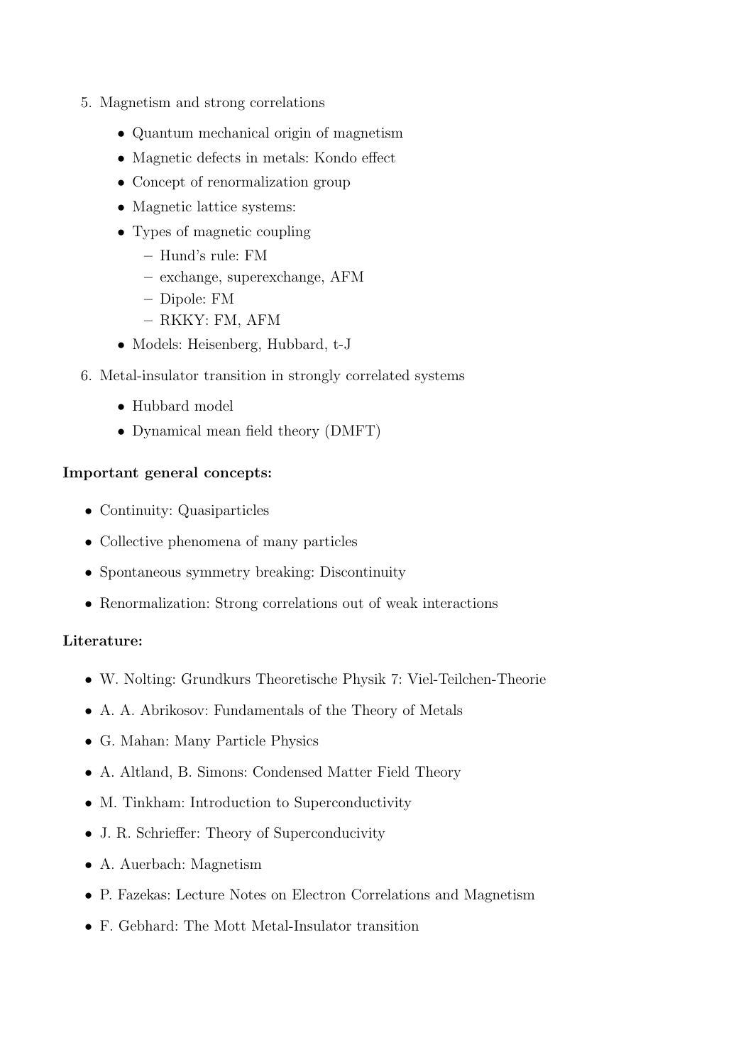5. Magnetism and strong correlations
    - Quantum mechanical origin of magnetism
    - Magnetic defects in metals: Kondo effect
    - Concept of renormalization group
    - Magnetic lattice systems:
    - Types of magnetic coupling
        - Hund's rule: FM
        - exchange, superexchange, AFM
        - Dipole: FM
        - RKKY: FM, AFM
    - Models: Heisenberg, Hubbard, t-J
6. Metal-insulator transition in strongly correlated systems
    - Hubbard model
    - Dynamical mean field theory (DMFT)

**Important general concepts:**

- Continuity: Quasiparticles
- Collective phenomena of many particles
- Spontaneous symmetry breaking: Discontinuity
- Renormalization: Strong correlations out of weak interactions

**Literature:**

- W. Nolting: Grundkurs Theoretische Physik 7: Viel-Teilchen-Theorie
- A. A. Abrikosov: Fundamentals of the Theory of Metals
- G. Mahan: Many Particle Physics
- A. Altland, B. Simons: Condensed Matter Field Theory
- M. Tinkham: Introduction to Superconductivity
- J. R. Schrieffer: Theory of Superconducivity
- A. Auerbach: Magnetism
- P. Fazekas: Lecture Notes on Electron Correlations and Magnetism
- F. Gebhard: The Mott Metal-Insulator transition